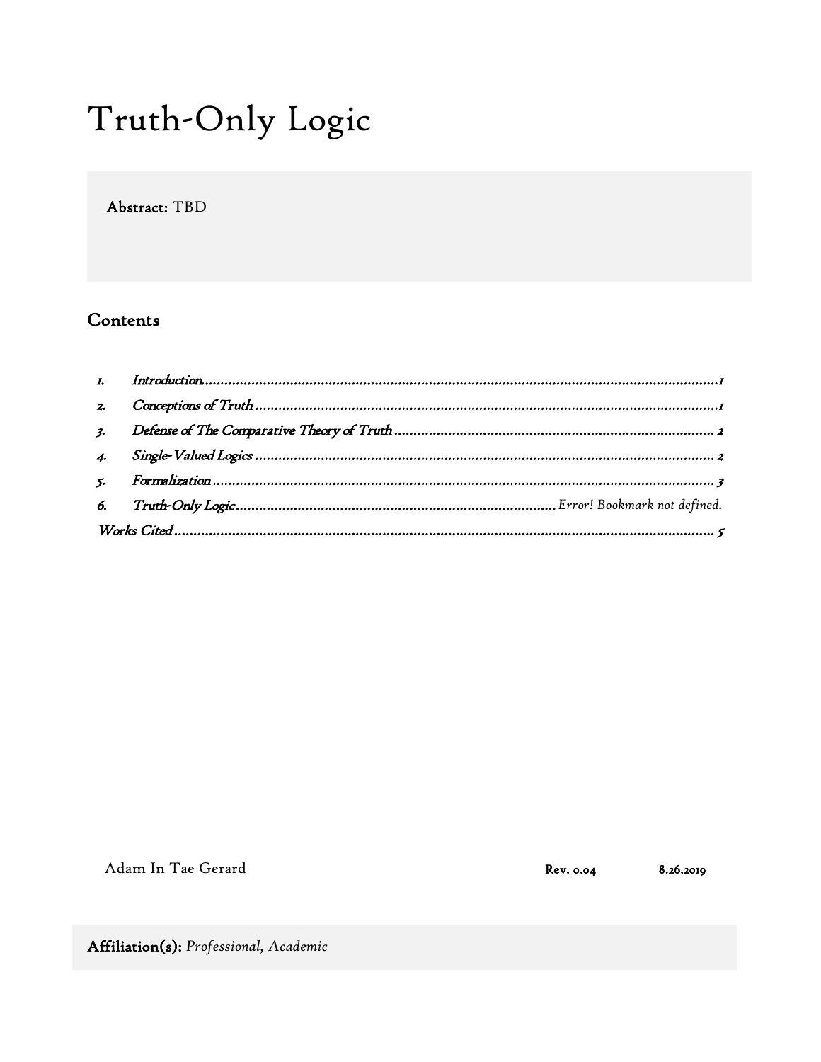# Truth-Only Logic

**Abstract:** TBD

## Contents

| | | |
|---|---|---|
| *1.* | *Introduction* | *1* |
| *2.* | *Conceptions of Truth* | *1* |
| *3.* | *Defense of The Comparative Theory of Truth* | *2* |
| *4.* | *Single-Valued Logics* | *2* |
| *5.* | *Formalization* | *3* |
| *6.* | *Truth-Only Logic* | *Error! Bookmark not defined.* |
| | *Works Cited* | *5* |

Adam In Tae Gerard

**Rev. 0.04** **8.26.2019**

**Affiliation(s):** *Professional, Academic*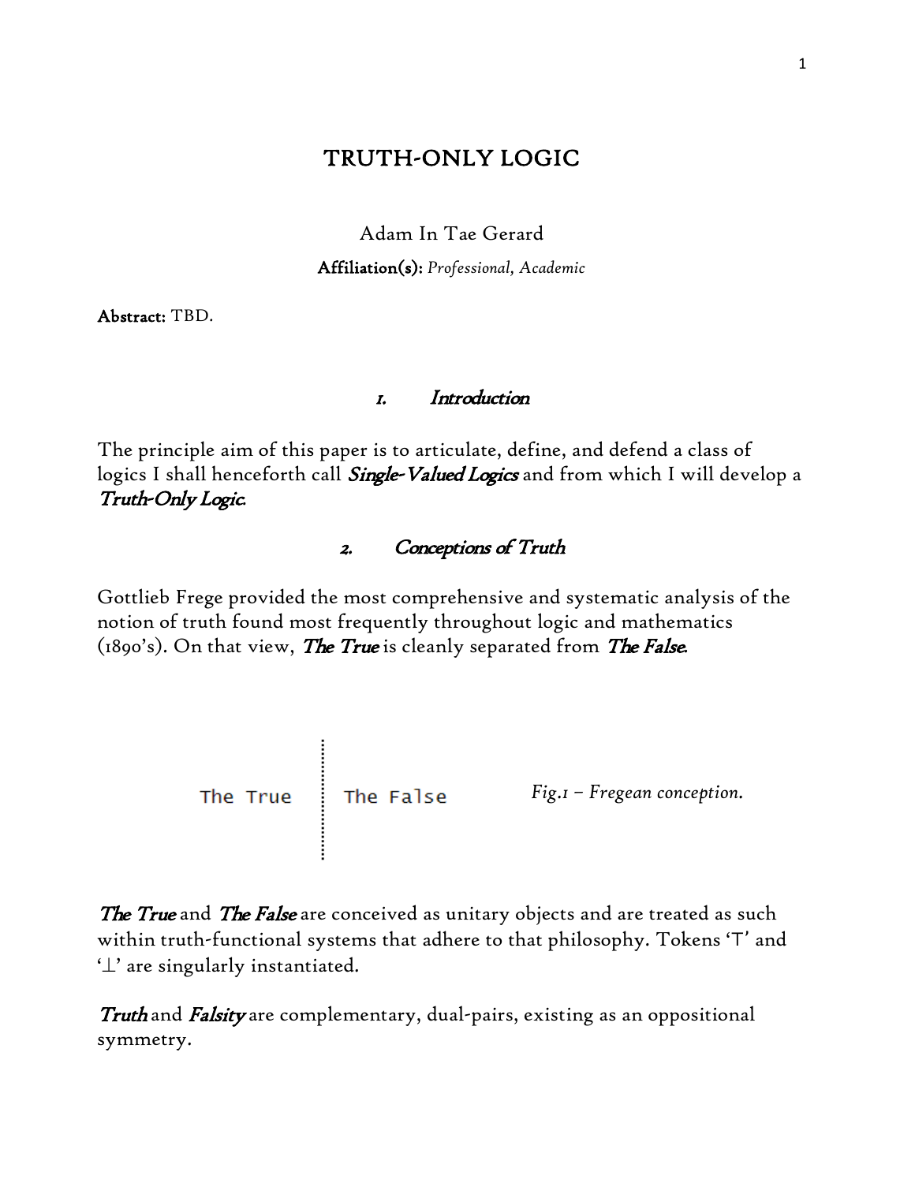# TRUTH-ONLY LOGIC

Adam In Tae Gerard

**Affiliation(s):** *Professional, Academic*

**Abstract:** TBD.

## *1. Introduction*

The principle aim of this paper is to articulate, define, and defend a class of logics I shall henceforth call ***Single-Valued Logics*** and from which I will develop a ***Truth-Only Logic***.

## *2. Conceptions of Truth*

Gottlieb Frege provided the most comprehensive and systematic analysis of the notion of truth found most frequently throughout logic and mathematics (1890's). On that view, ***The True*** is cleanly separated from ***The False***.

```
The True  ⋮  The False
```

*Fig.1 – Fregean conception.*

***The True*** and ***The False*** are conceived as unitary objects and are treated as such within truth-functional systems that adhere to that philosophy. Tokens '⊤' and '⊥' are singularly instantiated.

***Truth*** and ***Falsity*** are complementary, dual-pairs, existing as an oppositional symmetry.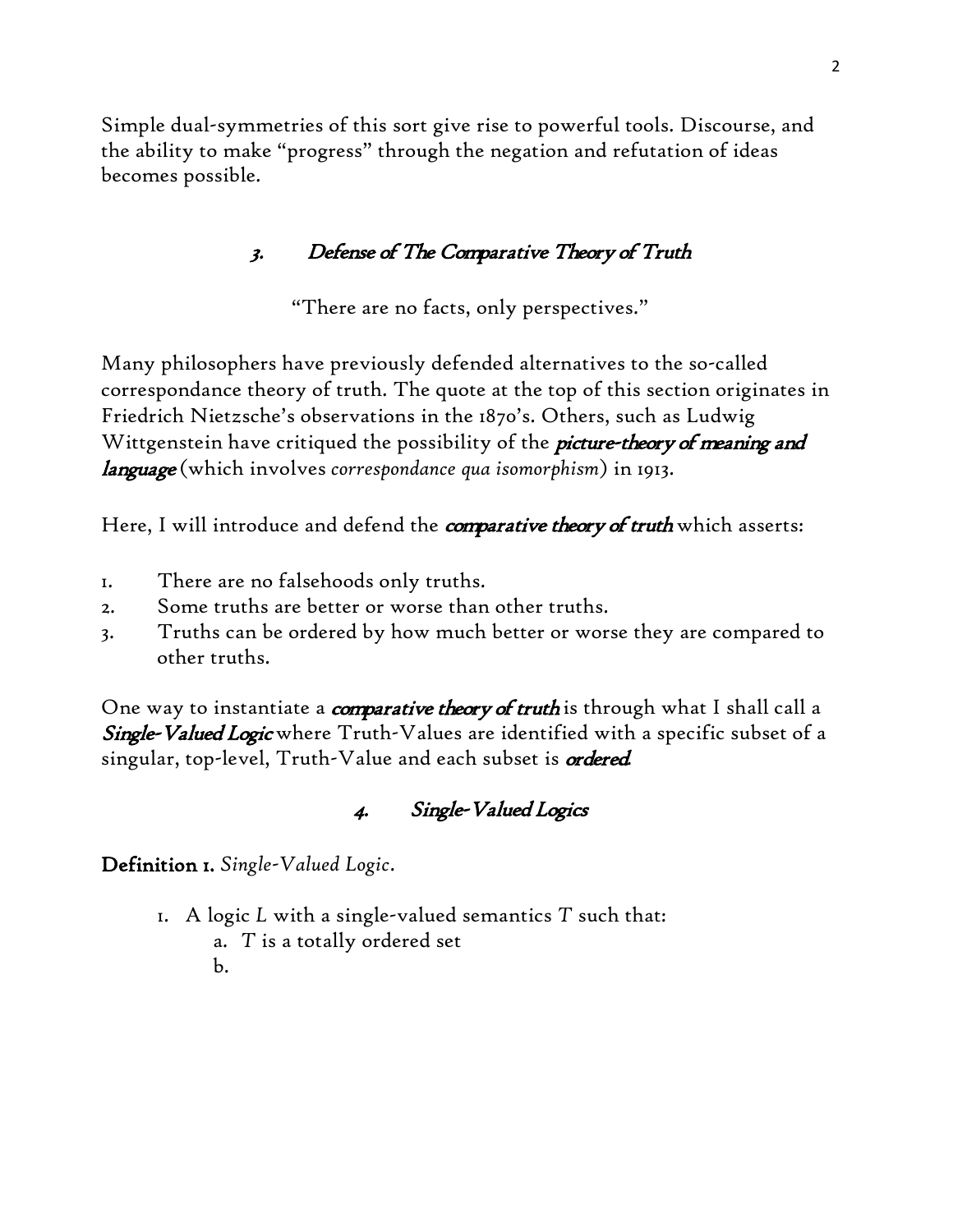Simple dual-symmetries of this sort give rise to powerful tools. Discourse, and the ability to make "progress" through the negation and refutation of ideas becomes possible.

## *3. Defense of The Comparative Theory of Truth*

"There are no facts, only perspectives."

Many philosophers have previously defended alternatives to the so-called correspondance theory of truth. The quote at the top of this section originates in Friedrich Nietzsche's observations in the 1870's. Others, such as Ludwig Wittgenstein have critiqued the possibility of the ***picture-theory of meaning and language*** (which involves *correspondance qua isomorphism*) in 1913.

Here, I will introduce and defend the ***comparative theory of truth*** which asserts:

1. There are no falsehoods only truths.
2. Some truths are better or worse than other truths.
3. Truths can be ordered by how much better or worse they are compared to other truths.

One way to instantiate a ***comparative theory of truth*** is through what I shall call a ***Single-Valued Logic*** where Truth-Values are identified with a specific subset of a singular, top-level, Truth-Value and each subset is ***ordered***.

## *4. Single-Valued Logics*

**Definition 1.** *Single-Valued Logic*.

1. A logic $L$ with a single-valued semantics $T$ such that:
   a. $T$ is a totally ordered set
   b.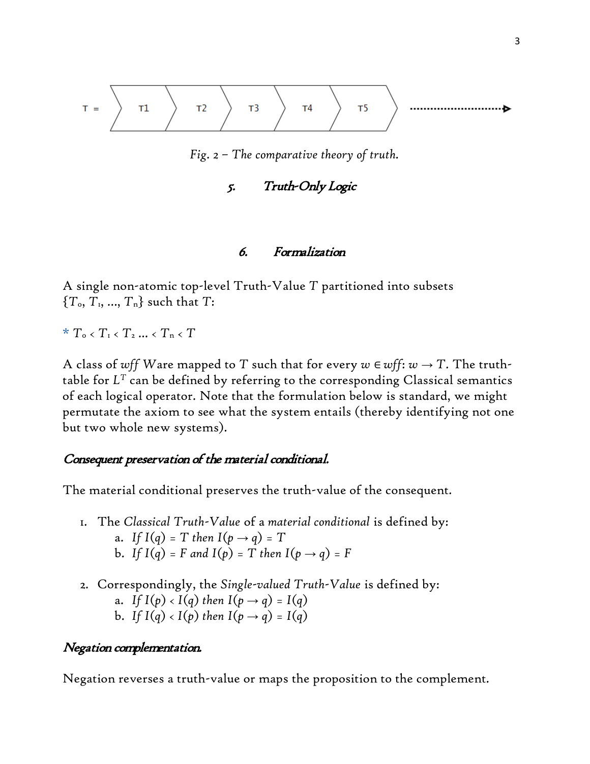T = T1 T2 T3 T4 T5 ⋯⋯⋯▸

*Fig. 2 – The comparative theory of truth.*

## 5. Truth-Only Logic

## 6. Formalization

A single non-atomic top-level Truth-Value $T$ partitioned into subsets $\{T_0, T_1, \ldots, T_n\}$ such that $T$:

\* $T_0 < T_1 < T_2 \ldots < T_n < T$

A class of *wff* $W$are mapped to $T$ such that for every $w \in wff$: $w \rightarrow T$. The truth-table for $L^T$ can be defined by referring to the corresponding Classical semantics of each logical operator. Note that the formulation below is standard, we might permutate the axiom to see what the system entails (thereby identifying not one but two whole new systems).

### *Consequent preservation of the material conditional.*

The material conditional preserves the truth-value of the consequent.

1. The *Classical Truth-Value* of a *material conditional* is defined by:
   a. *If* $I(q) = T$ *then* $I(p \rightarrow q) = T$
   b. *If* $I(q) = F$ *and* $I(p) = T$ *then* $I(p \rightarrow q) = F$

2. Correspondingly, the *Single-valued Truth-Value* is defined by:
   a. *If* $I(p) < I(q)$ *then* $I(p \rightarrow q) = I(q)$
   b. *If* $I(q) < I(p)$ *then* $I(p \rightarrow q) = I(q)$

### *Negation complementation.*

Negation reverses a truth-value or maps the proposition to the complement.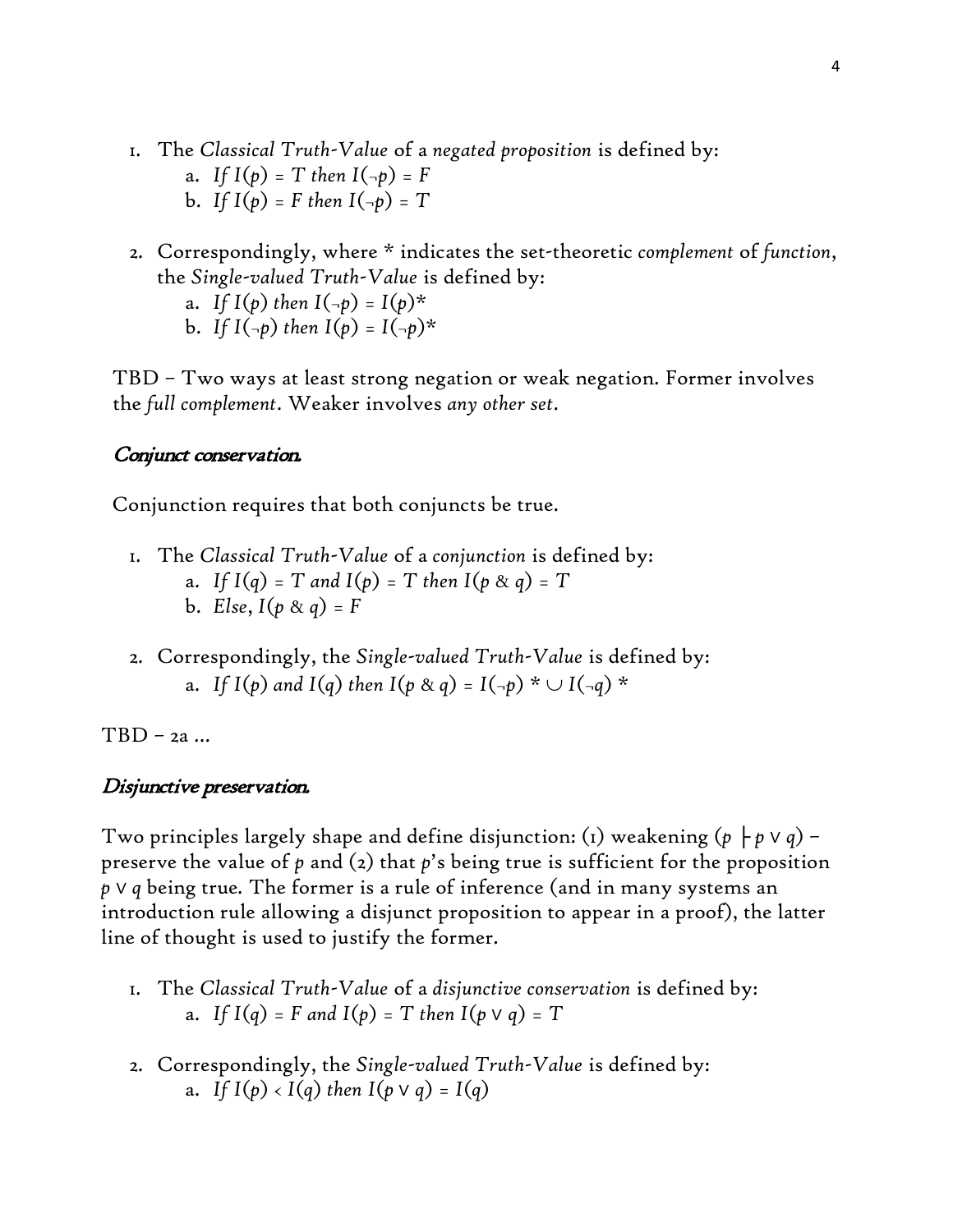1. The *Classical Truth-Value* of a *negated proposition* is defined by:
    a. *If* $I(p) = T$ *then* $I(\neg p) = F$
    b. *If* $I(p) = F$ *then* $I(\neg p) = T$

2. Correspondingly, where * indicates the set-theoretic *complement* of *function*, the *Single-valued Truth-Value* is defined by:
    a. *If* $I(p)$ *then* $I(\neg p) = I(p)^*$
    b. *If* $I(\neg p)$ *then* $I(p) = I(\neg p)^*$

TBD – Two ways at least strong negation or weak negation. Former involves the *full complement*. Weaker involves *any other set*.

### *Conjunct conservation.*

Conjunction requires that both conjuncts be true.

1. The *Classical Truth-Value* of a *conjunction* is defined by:
    a. *If* $I(q) = T$ *and* $I(p) = T$ *then* $I(p \,\&\, q) = T$
    b. *Else*, $I(p \,\&\, q) = F$

2. Correspondingly, the *Single-valued Truth-Value* is defined by:
    a. *If* $I(p)$ *and* $I(q)$ *then* $I(p \,\&\, q) = I(\neg p)^* \cup I(\neg q)^*$

TBD – 2a …

### *Disjunctive preservation.*

Two principles largely shape and define disjunction: (1) weakening ($p \vdash p \vee q$) – preserve the value of $p$ and (2) that $p$'s being true is sufficient for the proposition $p \vee q$ being true. The former is a rule of inference (and in many systems an introduction rule allowing a disjunct proposition to appear in a proof), the latter line of thought is used to justify the former.

1. The *Classical Truth-Value* of a *disjunctive conservation* is defined by:
    a. *If* $I(q) = F$ *and* $I(p) = T$ *then* $I(p \vee q) = T$

2. Correspondingly, the *Single-valued Truth-Value* is defined by:
    a. *If* $I(p) < I(q)$ *then* $I(p \vee q) = I(q)$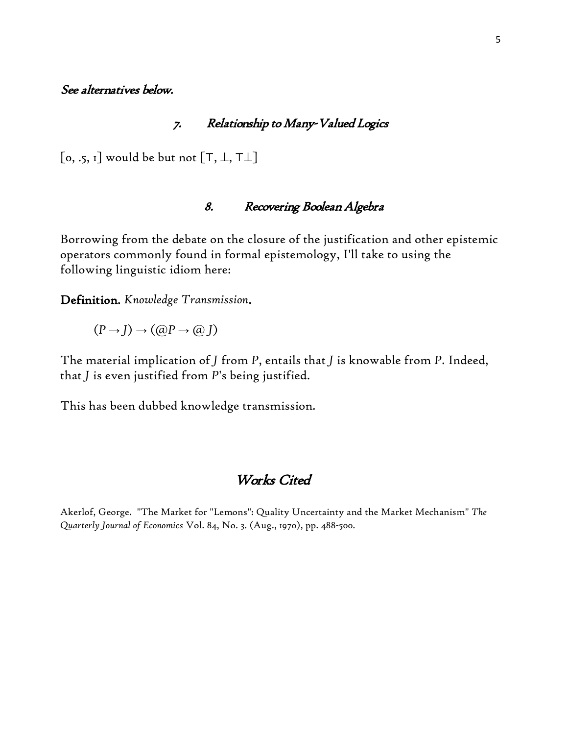*See alternatives below.*

## 7. Relationship to Many-Valued Logics

[0, .5, 1] would be but not [$\top$, $\bot$, $\top\bot$]

## 8. Recovering Boolean Algebra

Borrowing from the debate on the closure of the justification and other epistemic operators commonly found in formal epistemology, I'll take to using the following linguistic idiom here:

**Definition.** *Knowledge Transmission*.

$$(P \rightarrow J) \rightarrow (@P \rightarrow @\, J)$$

The material implication of $J$ from $P$, entails that $J$ is knowable from $P$. Indeed, that $J$ is even justified from $P$'s being justified.

This has been dubbed knowledge transmission.

# Works Cited

Akerlof, George. "The Market for "Lemons": Quality Uncertainty and the Market Mechanism" *The Quarterly Journal of Economics* Vol. 84, No. 3. (Aug., 1970), pp. 488-500.